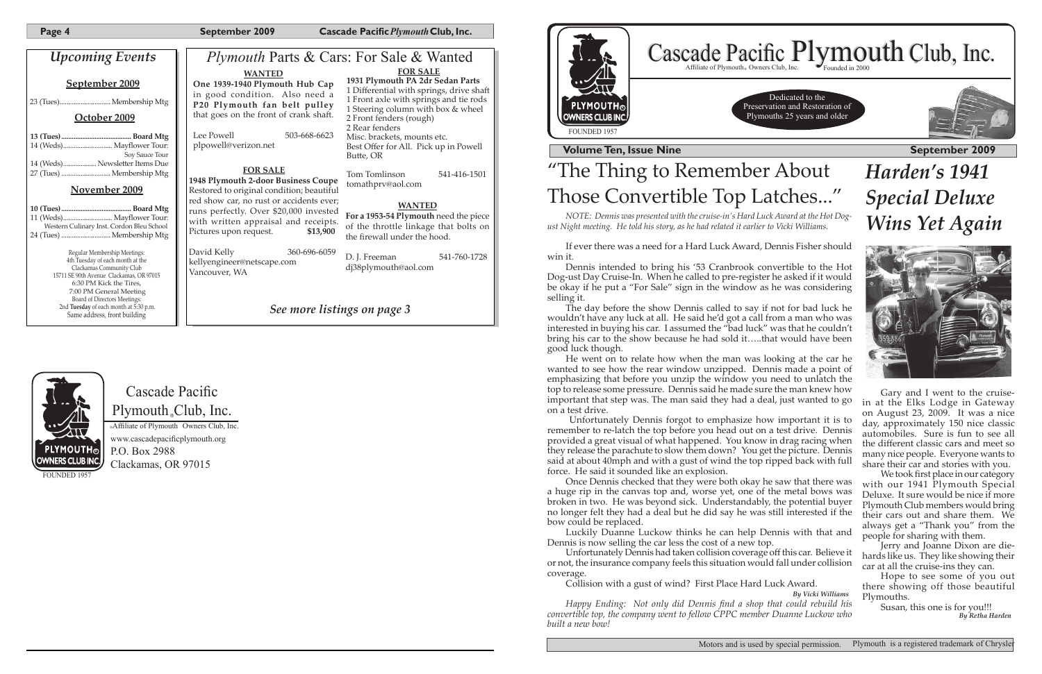## Upcoming Events

### September 2009

23 (Tues)............................ Membership Mtg

### October 2009

**13 (Tues)........................................ Board Mtg**
14 (Weds)........................... Mayflower Tour: Soy Sauce Tour
14 (Weds).................. Newsletter Items Due
27 (Tues) ............................ Membership Mtg

### November 2009

**10 (Tues)........................................ Board Mtg**
11 (Weds)........................... Mayflower Tour: Western Culinary Inst. Cordon Bleu School
24 (Tues) ............................ Membership Mtg

Regular Membership Meetings:
4th Tuesday of each month at the
Clackamas Community Club
15711 SE 90th Avenue Clackamas, OR 97015
6:30 PM Kick the Tires,
7:00 PM General Meeting
Board of Directors Meetings:
2nd **Tuesday** of each month at 5:30 p.m.
Same address, front building

## *Plymouth* Parts & Cars: For Sale & Wanted

**WANTED**

**One 1939-1940 Plymouth Hub Cap** in good condition. Also need a **P20 Plymouth fan belt pulley** that goes on the front of crank shaft.

Lee Powell 503-668-6623
plpowell@verizon.net

**FOR SALE**

**1948 Plymouth 2-door Business Coupe** Restored to original condition; beautiful red show car, no rust or accidents ever; runs perfectly. Over $20,000 invested with written appraisal and receipts. Pictures upon request. **$13,900**

David Kelly 360-696-6059
kellyengineer@netscape.com
Vancouver, WA

**FOR SALE**

**1931 Plymouth PA 2dr Sedan Parts**
1 Differential with springs, drive shaft
1 Front axle with springs and tie rods
1 Steering column with box & wheel
2 Front fenders (rough)
2 Rear fenders
Misc. brackets, mounts etc.
Best Offer for All. Pick up in Powell Butte, OR

Tom Tomlinson 541-416-1501
tomathprv@aol.com

**WANTED**

**For a 1953-54 Plymouth** need the piece of the throttle linkage that bolts on the firewall under the hood.

D. J. Freeman 541-760-1728
dj38plymouth@aol.com

*See more listings on page 3*

Cascade Pacific Plymouth® Club, Inc.
®Affiliate of Plymouth Owners Club, Inc.
www.cascadepacificplymouth.org
P.O. Box 2988
Clackamas, OR 97015

FOUNDED 1957

# Cascade Pacific Plymouth Club, Inc.

Affiliate of Plymouth® Owners Club, Inc. Founded in 2000

Dedicated to the Preservation and Restoration of Plymouths 25 years and older

**Volume Ten, Issue Nine** **September 2009**

# "The Thing to Remember About Those Convertible Top Latches..."

*NOTE: Dennis was presented with the cruise-in's Hard Luck Award at the Hot Dog-ust Night meeting. He told his story, as he had related it earlier to Vicki Williams.*

If ever there was a need for a Hard Luck Award, Dennis Fisher should win it.

Dennis intended to bring his '53 Cranbrook convertible to the Hot Dog-ust Day Cruise-In. When he called to pre-register he asked if it would be okay if he put a "For Sale" sign in the window as he was considering selling it.

The day before the show Dennis called to say if not for bad luck he wouldn't have any luck at all. He said he'd got a call from a man who was interested in buying his car. I assumed the "bad luck" was that he couldn't bring his car to the show because he had sold it.....that would have been good luck though.

He went on to relate how when the man was looking at the car he wanted to see how the rear window unzipped. Dennis made a point of emphasizing that before you unzip the window you need to unlatch the top to release some pressure. Dennis said he made sure the man knew how important that step was. The man said they had a deal, just wanted to go on a test drive.

Unfortunately Dennis forgot to emphasize how important it is to remember to re-latch the top before you head out on a test drive. Dennis provided a great visual of what happened. You know in drag racing when they release the parachute to slow them down? You get the picture. Dennis said at about 40mph and with a gust of wind the top ripped back with full force. He said it sounded like an explosion.

Once Dennis checked that they were both okay he saw that there was a huge rip in the canvas top and, worse yet, one of the metal bows was broken in two. He was beyond sick. Understandably, the potential buyer no longer felt they had a deal but he did say he was still interested if the bow could be replaced.

Luckily Duanne Luckow thinks he can help Dennis with that and Dennis is now selling the car less the cost of a new top.

Unfortunately Dennis had taken collision coverage off this car. Believe it or not, the insurance company feels this situation would fall under collision coverage.

Collision with a gust of wind? First Place Hard Luck Award.

***By Vicki Williams***

*Happy Ending: Not only did Dennis find a shop that could rebuild his convertible top, the company went to fellow CPPC member Duanne Luckow who built a new bow!*

# *Harden's 1941 Special Deluxe Wins Yet Again*

Gary and I went to the cruise-in at the Elks Lodge in Gateway on August 23, 2009. It was a nice day, approximately 150 nice classic automobiles. Sure is fun to see all the different classic cars and meet so many nice people. Everyone wants to share their car and stories with you.

We took first place in our category with our 1941 Plymouth Special Deluxe. It sure would be nice if more Plymouth Club members would bring their cars out and share them. We always get a "Thank you" from the people for sharing with them.

Jerry and Joanne Dixon are die-hards like us. They like showing their car at all the cruise-ins they can.

Hope to see some of you out there showing off those beautiful Plymouths.

Susan, this one is for you!!!

***By Retha Harden***

Plymouth is a registered trademark of Chrysler Motors and is used by special permission.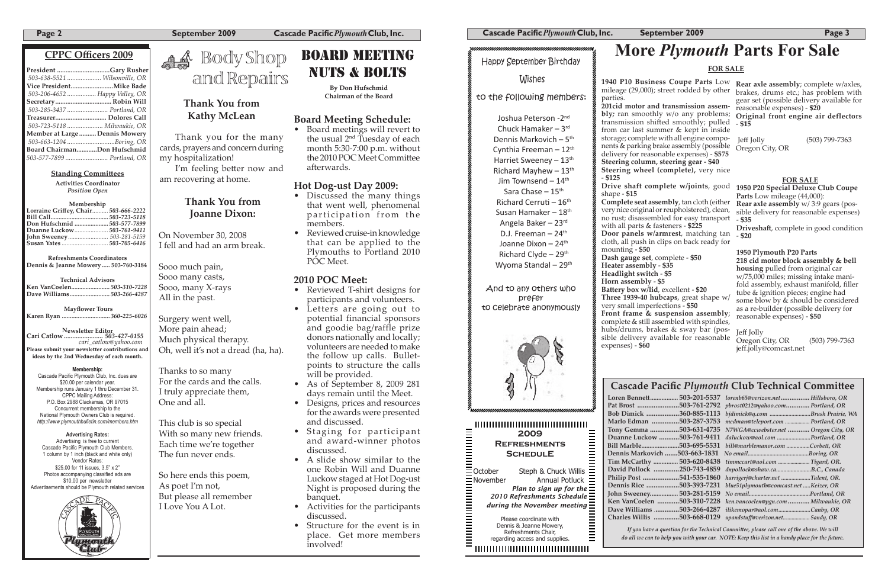## CPPC Officers 2009

**President** ............................ **Gary Rusher**
503-638-5521 ................... Wilsonville, OR
**Vice President** ........................ **Mike Bade**
503-206-4652 ................ Happy Valley, OR
**Secretary** ................................ **Robin Will**
503-285-3437 ........................ Portland, OR
**Treasurer** ............................ **Dolores Call**
503-723-5118 ..................... Milwaukie, OR
**Member at Large** ......... **Dennis Mowery**
503-663-1204 ............................ Boring, OR
**Board Chairman** ............ **Don Hufschmid**
503-577-7899 ......................... Portland, OR

**Standing Committees**

**Activities Coordinator**
*Position Open*

**Membership**
**Lorraine Griffey, Chair** .......... **503-666-2222**
**Bill Call** ..................................... **503-723-5118**
**Don Hufschmid** ....................... **503-577-7899**
**Duanne Luckow** ....................... **503-761-9411**
**John Sweeney** ............................ 503-281-5159
**Susan Yates** ............................. **503-705-6416**

**Refreshments Coordinators**
**Dennis & Jeanne Mowery** ..... **503-760-3184**

**Technical Advisors**
**Ken VanCoelen** ........................ **503-310-7228**
**Dave Williams** .......................... **503-266-4287**

**Mayflower Tours**
**Karen Ryan** ................................ **360-225-6026**

**Newsletter Editor**
**Cari Catlow** ......................... **503-427-0155**
*cari_catlow@yahoo.com*
**Please submit your newsletter contributions and ideas by the 2nd Wednesday of each month.**

**Membership:**
Cascade Pacific Plymouth Club, Inc. dues are $20.00 per calendar year.
Membership runs January 1 thru December 31.
CPPC Mailing Address:
P.O. Box 2988 Clackamas, OR 97015
Concurrent membership to the National Plymouth Owners Club is required.
*http://www.plymouthbulletin.com/members.htm*

**Advertising Rates:**
Advertising is free to current Cascade Pacific Plymouth Club Members.
1 column by 1 inch (black and white only)
Vendor Rates:
$25.00 for 11 issues, 3.5" x 2"
Photos accompanying classified ads are $10.00 per newsletter
Advertisements should be Plymouth related services

# Body Shop and Repairs

### Thank You from Kathy McLean

Thank you for the many cards, prayers and concern during my hospitalization!

I'm feeling better now and am recovering at home.

### Thank You from Joanne Dixon:

On November 30, 2008
I fell and had an arm break.

Sooo much pain,
Sooo many casts,
Sooo, many X-rays
All in the past.

Surgery went well,
More pain ahead;
Much physical therapy.
Oh, well it's not a dread (ha, ha).

Thanks to so many
For the cards and the calls.
I truly appreciate them,
One and all.

This club is so special
With so many new friends.
Each time we're together
The fun never ends.

So here ends this poem,
As poet I'm not,
But please all remember
I Love You A Lot.

# BOARD MEETING NUTS & BOLTS

**By Don Hufschmid**
**Chairman of the Board**

### Board Meeting Schedule:

- Board meetings will revert to the usual 2nd Tuesday of each month 5:30-7:00 p.m. without the 2010 POC Meet Committee afterwards.

### Hot Dog-ust Day 2009:

- Discussed the many things that went well, phenomenal participation from the members.
- Reviewed cruise-in knowledge that can be applied to the Plymouths to Portland 2010 POC Meet.

### 2010 POC Meet:

- Reviewed T-shirt designs for participants and volunteers.
- Letters are going out to potential financial sponsors and goodie bag/raffle prize donors nationally and locally; volunteers are needed to make the follow up calls. Bullet-points to structure the calls will be provided.
- As of September 8, 2009 281 days remain until the Meet.
- Designs, prices and resources for the awards were presented and discussed.
- Staging for participant and award-winner photos discussed.
- A slide show similar to the one Robin Will and Duanne Luckow staged at Hot Dog-ust Night is proposed during the banquet.
- Activities for the participants discussed.
- Structure for the event is in place. Get more members involved!

Happy September Birthday Wishes to the following members:

Joshua Peterson - 2nd
Chuck Hamaker – 3rd
Dennis Markovich – 5th
Cynthia Freeman – 12th
Harriet Sweeney – 13th
Richard Mayhew – 13th
Jim Townsend – 14th
Sara Chase – 15th
Richard Cerruti – 16th
Susan Hamaker – 18th
Angela Baker – 23rd
D.J. Freeman – 24th
Joanne Dixon – 24th
Richard Clyde – 29th
Wyoma Standal – 29th

And to any others who prefer to celebrate anonymously

### 2009 Refreshments Schedule

October — Steph & Chuck Willis
November — Annual Potluck

***Plan to sign up for the 2010 Refreshments Schedule during the November meeting***

Please coordinate with Dennis & Jeanne Mowery, Refreshments Chair, regarding access and supplies.

# More *Plymouth* Parts For Sale

**FOR SALE**

**1940 P10 Business Coupe Parts** Low mileage (29,000); street rodded by other parties.
**201cid motor and transmission assembly;** ran smoothly w/o any problems; transmission shifted smoothly; pulled from car last summer & kept in inside storage; complete with all engine components & parking brake assembly (possible delivery for reasonable expenses) - **$575**
**Steering column, steering gear - $40**
**Steering wheel (complete),** very nice - **$125**
**Drive shaft complete w/joints**, good shape - **$15**
**Complete seat assembly**, tan cloth (either very nice original or reupholstered), clean, no rust; disassembled for easy transport with all parts & fasteners - **$225**
**Door panels w/armrest**, matching tan cloth, all push in clips on back ready for mounting - **$50**
**Dash gauge set**, complete - **$50**
**Heater assembly** - **$35**
**Headlight switch** - **$5**
**Horn assembly** - **$5**
**Battery box w/lid**, excellent - **$20**
**Three 1939-40 hubcaps**, great shape w/ very small imperfections - **$50**
**Front frame & suspension assembly**; complete & still assembled with spindles, hubs/drums, brakes & sway bar (possible delivery available for reasonable expenses) - **$60**

**Rear axle assembly**; complete w/axles, brakes, drums etc.; has problem with gear set (possible delivery available for reasonable expenses) - **$20**
**Original front engine air deflectors** - **$15**

Jeff Jolly (503) 799-7363
Oregon City, OR

**FOR SALE**

**1950 P20 Special Deluxe Club Coupe Parts** Low mileage (44,000):
**Rear axle assembly** w/ 3:9 gears (possible delivery for reasonable expenses) - **$35**
**Driveshaft**, complete in good condition - **$20**

**1950 Plymouth P20 Parts**
**218 cid motor block assembly & bell housing** pulled from original car w/75,000 miles; missing intake manifold assembly, exhaust manifold, filler tube & ignition pieces; engine had some blow by & should be considered as a re-builder (possible delivery for reasonable expenses) - **$50**

Jeff Jolly
Oregon City, OR (503) 799-7363
jeff.jolly@comcast.net

## Cascade Pacific *Plymouth* Club Technical Committee

| | | | |
|---|---|---|---|
| **Loren Bennett** | **503-201-5537** | *lorenb65@verizon.net* | *Hillsboro, OR* |
| **Pat Brost** | **503-761-2792** | *pbrost0212@yahoo.com* | *Portland, OR* |
| **Bob Dimick** | **360-885-1113** | *bjdimick@q.com* | *Brush Prairie, WA* |
| **Marlo Edman** | **503-287-3753** | *medman@teleport.com* | *Portland, OR* |
| **Tony Gemma** | **503-631-4735** | *N7WGA@ccwebster.net* | *Oregon City, OR* |
| **Duanne Luckow** | **503-761-9411** | *daluckow@aol.com* | *Portland, OR* |
| **Bill Marble** | **503-695-5531** | *bill@marblemanor.com* | *Corbett, OR* |
| **Dennis Markovich** | **503-663-1831** | *No email* | *Boring, OR* |
| **Tim McCarthy** | **503-620-8438** | *timmccart@aol.com* | *Tigard, OR.* |
| **David Pollock** | **250-743-4859** | *dnpollock@shaw.ca* | *B.C., Canada* |
| **Philip Post** | **541-535-1860** | *harrigerj@charter.net* | *Talent, OR.* |
| **Dennis Rice** | **503-393-7231** | *blue51plymouth@comcast.net* | *Keizer, OR* |
| **John Sweeney** | **503-281-5159** | *No email* | *Portland, OR* |
| **Ken VanCoelen** | **503-310-7228** | *ken.vancoelen@pgn.com* | *Milwaukie, OR* |
| **Dave Williams** | **503-266-4287** | *ilikemopar@aol.com* | *Canby, OR* |
| **Charles Willis** | **503-668-0129** | *upandstuff@verizon.net* | *Sandy, OR* |

*If you have a question for the Technical Committee, please call one of the above. We will do all we can to help you with your car. NOTE: Keep this list in a handy place for the future.*